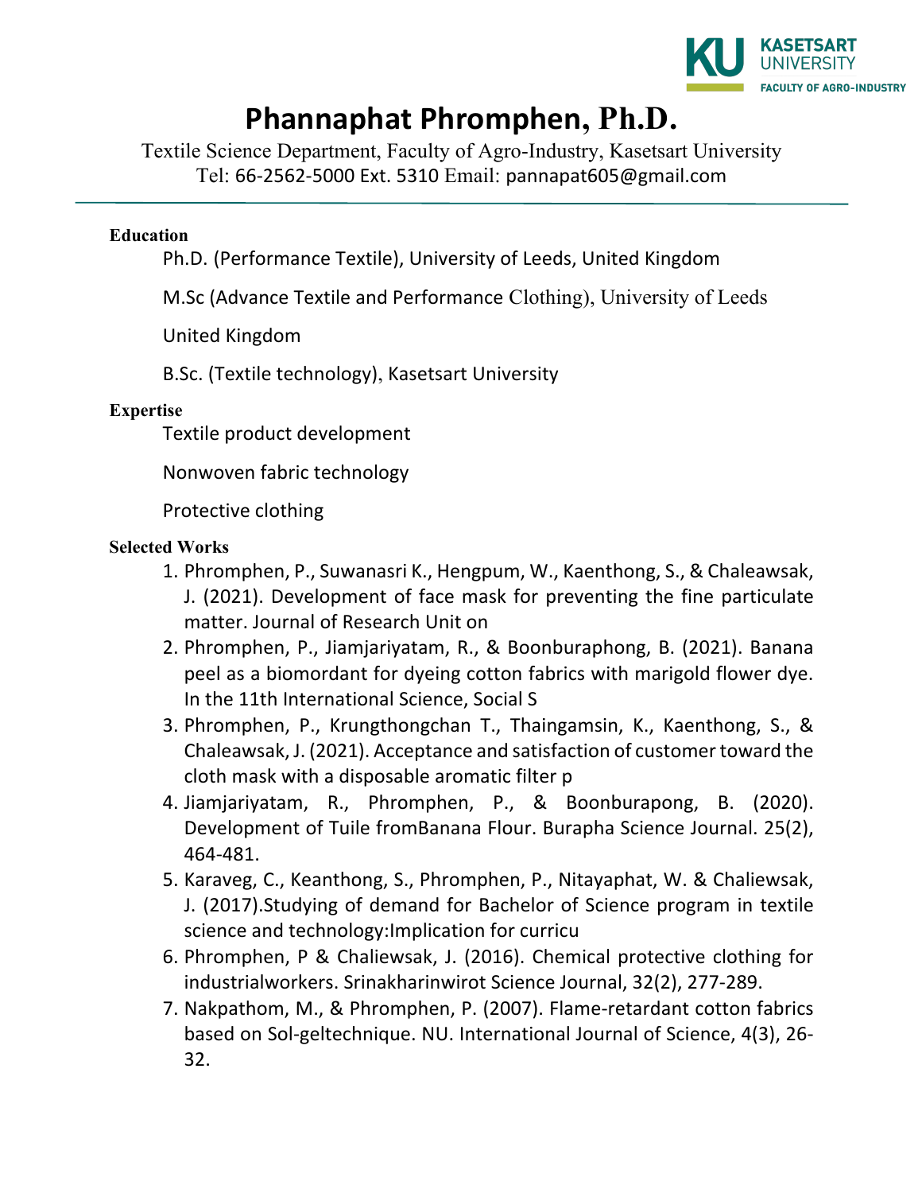KASETSART UNIVERSITY
FACULTY OF AGRO-INDUSTRY

# Phannaphat Phromphen, Ph.D.

Textile Science Department, Faculty of Agro-Industry, Kasetsart University
Tel: 66-2562-5000 Ext. 5310 Email: pannapat605@gmail.com

---

**Education**

Ph.D. (Performance Textile), University of Leeds, United Kingdom

M.Sc (Advance Textile and Performance Clothing), University of Leeds

United Kingdom

B.Sc. (Textile technology), Kasetsart University

**Expertise**

Textile product development

Nonwoven fabric technology

Protective clothing

**Selected Works**

1. Phromphen, P., Suwanasri K., Hengpum, W., Kaenthong, S., & Chaleawsak, J. (2021). Development of face mask for preventing the fine particulate matter. Journal of Research Unit on
2. Phromphen, P., Jiamjariyatam, R., & Boonburaphong, B. (2021). Banana peel as a biomordant for dyeing cotton fabrics with marigold flower dye. In the 11th International Science, Social S
3. Phromphen, P., Krungthongchan T., Thaingamsin, K., Kaenthong, S., & Chaleawsak, J. (2021). Acceptance and satisfaction of customer toward the cloth mask with a disposable aromatic filter p
4. Jiamjariyatam, R., Phromphen, P., & Boonburapong, B. (2020). Development of Tuile fromBanana Flour. Burapha Science Journal. 25(2), 464-481.
5. Karaveg, C., Keanthong, S., Phromphen, P., Nitayaphat, W. & Chaliewsak, J. (2017).Studying of demand for Bachelor of Science program in textile science and technology:Implication for curricu
6. Phromphen, P & Chaliewsak, J. (2016). Chemical protective clothing for industrialworkers. Srinakharinwirot Science Journal, 32(2), 277-289.
7. Nakpathom, M., & Phromphen, P. (2007). Flame-retardant cotton fabrics based on Sol-geltechnique. NU. International Journal of Science, 4(3), 26-32.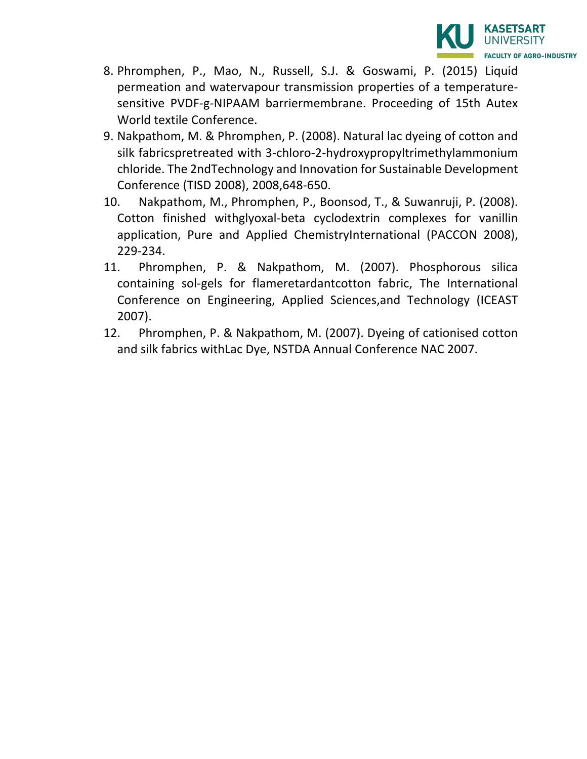8. Phromphen, P., Mao, N., Russell, S.J. & Goswami, P. (2015) Liquid permeation and watervapour transmission properties of a temperature-sensitive PVDF-g-NIPAAM barriermembrane. Proceeding of 15th Autex World textile Conference.
9. Nakpathom, M. & Phromphen, P. (2008). Natural lac dyeing of cotton and silk fabricspretreated with 3-chloro-2-hydroxypropyltrimethylammonium chloride. The 2ndTechnology and Innovation for Sustainable Development Conference (TISD 2008), 2008,648-650.
10. Nakpathom, M., Phromphen, P., Boonsod, T., & Suwanruji, P. (2008). Cotton finished withglyoxal-beta cyclodextrin complexes for vanillin application, Pure and Applied ChemistryInternational (PACCON 2008), 229-234.
11. Phromphen, P. & Nakpathom, M. (2007). Phosphorous silica containing sol-gels for flameretardantcotton fabric, The International Conference on Engineering, Applied Sciences,and Technology (ICEAST 2007).
12. Phromphen, P. & Nakpathom, M. (2007). Dyeing of cationised cotton and silk fabrics withLac Dye, NSTDA Annual Conference NAC 2007.